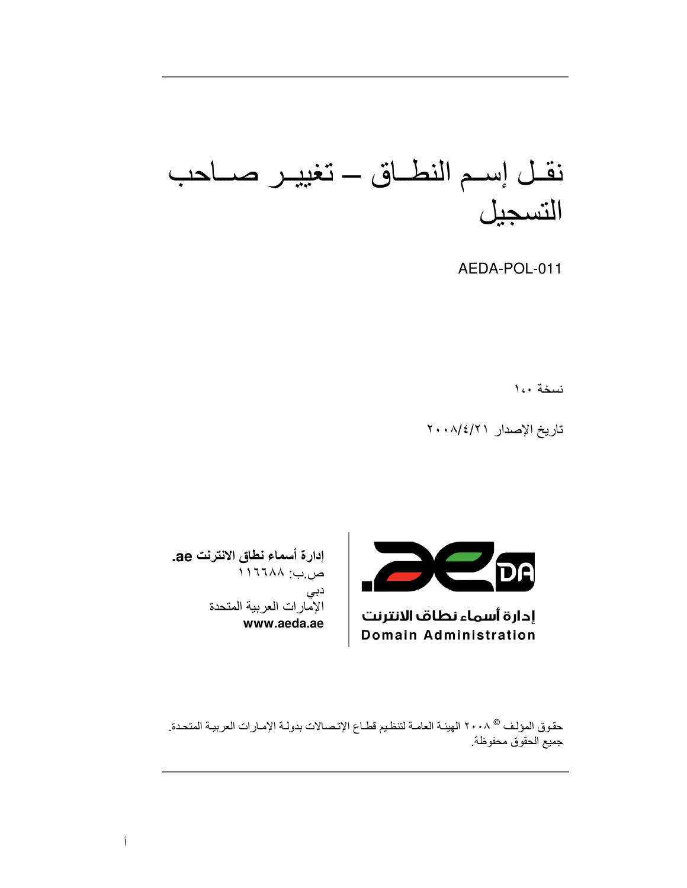# نقل إسم النطاق – تغيير صاحب التسجيل

AEDA-POL-011

نسخة ١،٠

تاريخ الإصدار ٢٠٠٨/٤/٢١

**إدارة أسماء نطاق الانترنت ae.**
ص.ب: ١١٦٦٨٨
دبي
الإمارات العربية المتحدة
**www.aeda.ae**

إدارة أسماء نطاق الانترنت
**Domain Administration**

حقوق المؤلف © ٢٠٠٨ الهيئة العامة لتنظيم قطاع الإتصالات بدولة الإمارات العربية المتحدة.
جميع الحقوق محفوظة.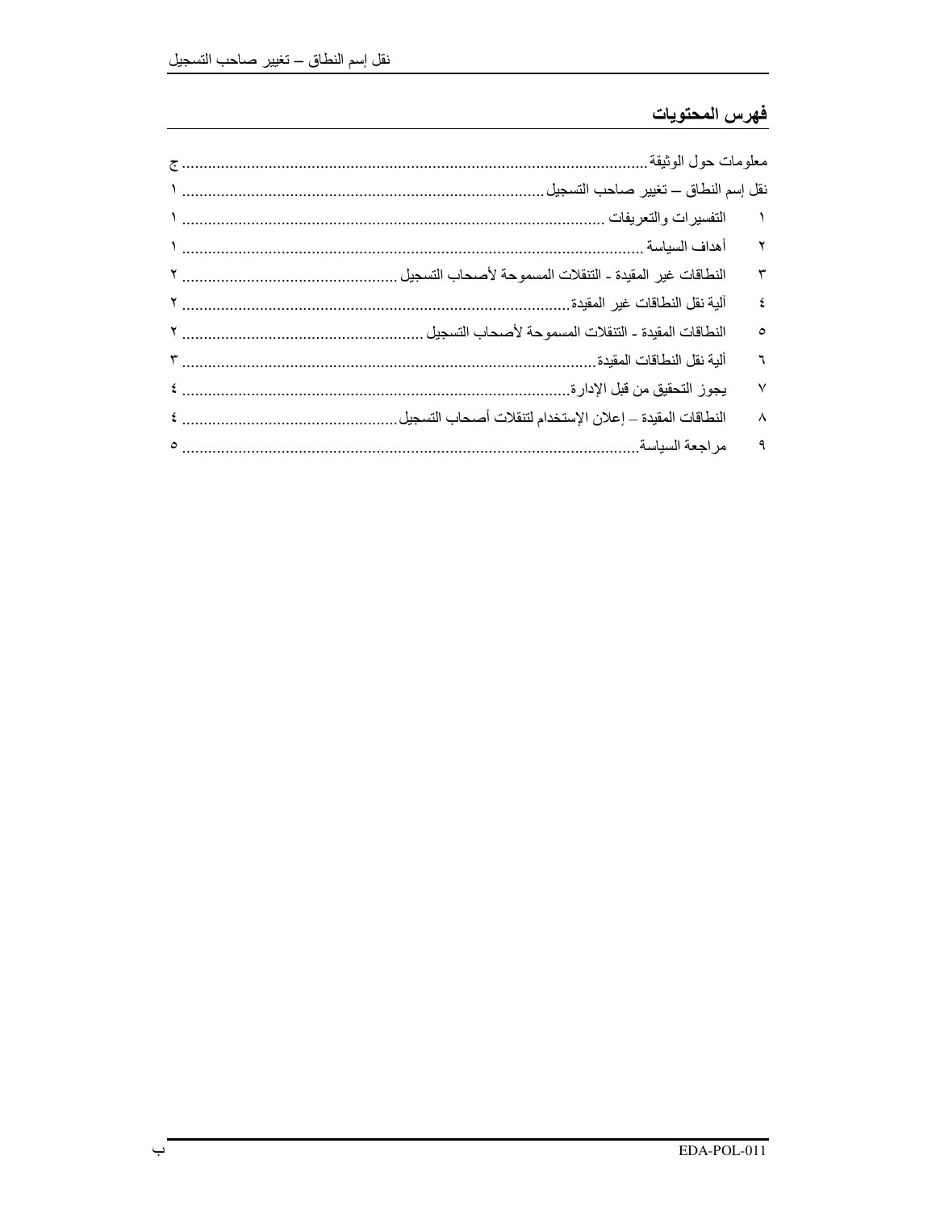## فهرس المحتويات

معلومات حول الوثيقة ........ ج

نقل إسم النطاق – تغيير صاحب التسجيل ........ ١

١ التفسيرات والتعريفات ........ ١

٢ أهداف السياسة ........ ١

٣ النطاقات غير المقيدة - التنقلات المسموحة لأصحاب التسجيل ........ ٢

٤ آلية نقل النطاقات غير المقيدة ........ ٢

٥ النطاقات المقيدة - التنقلات المسموحة لأصحاب التسجيل ........ ٢

٦ ألية نقل النطاقات المقيدة ........ ٣

٧ يجوز التحقيق من قبل الإدارة ........ ٤

٨ النطاقات المقيدة – إعلان الإستخدام لتنقلات أصحاب التسجيل ........ ٤

٩ مراجعة السياسة ........ ٥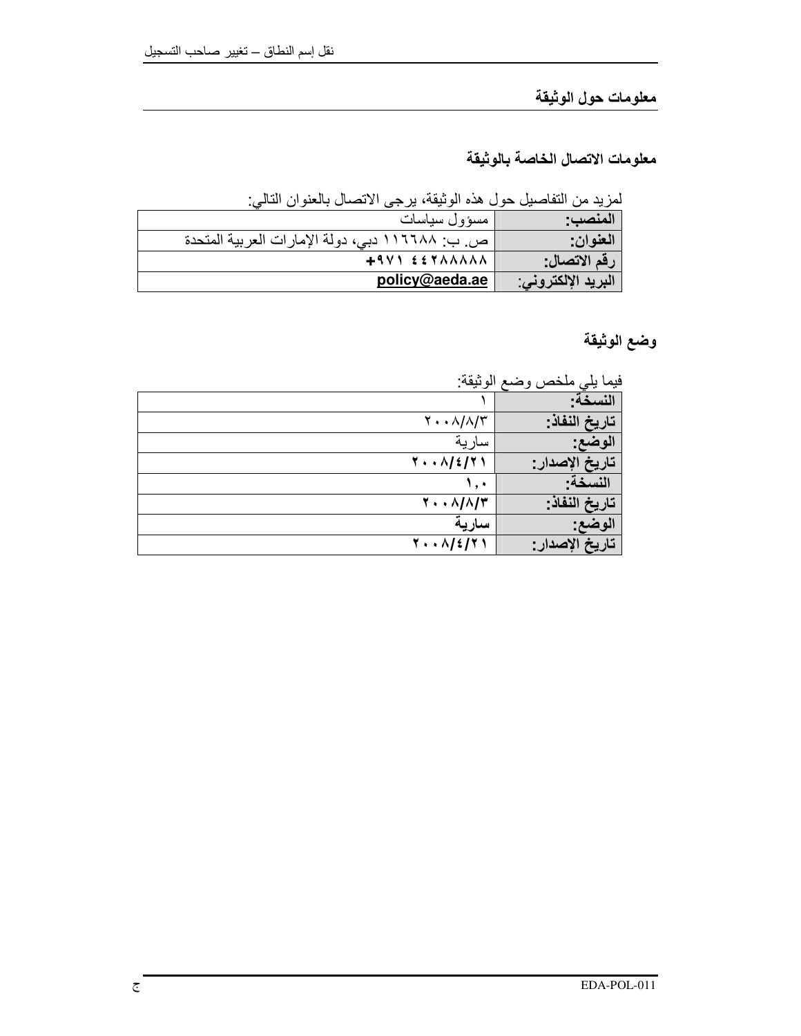## معلومات حول الوثيقة

### معلومات الاتصال الخاصة بالوثيقة

لمزيد من التفاصيل حول هذه الوثيقة، يرجى الاتصال بالعنوان التالي:

| | |
|---|---|
| **المنصب:** | مسؤول سياسات |
| **العنوان:** | ص. ب: ١١٦٦٨٨ دبي، دولة الإمارات العربية المتحدة |
| **رقم الاتصال:** | **+٩٧١ ٤٤٢٨٨٨٨٨** |
| **البريد الإلكتروني:** | **policy@aeda.ae** |

### وضع الوثيقة

فيما يلي ملخص وضع الوثيقة:

| | |
|---|---|
| **النسخة:** | ١ |
| **تاريخ النفاذ:** | ٢٠٠٨/٨/٣ |
| **الوضع:** | سارية |
| **تاريخ الإصدار:** | **٢٠٠٨/٤/٢١** |
| **النسخة:** | **١,٠** |
| **تاريخ النفاذ:** | **٢٠٠٨/٨/٣** |
| **الوضع:** | **سارية** |
| **تاريخ الإصدار:** | **٢٠٠٨/٤/٢١** |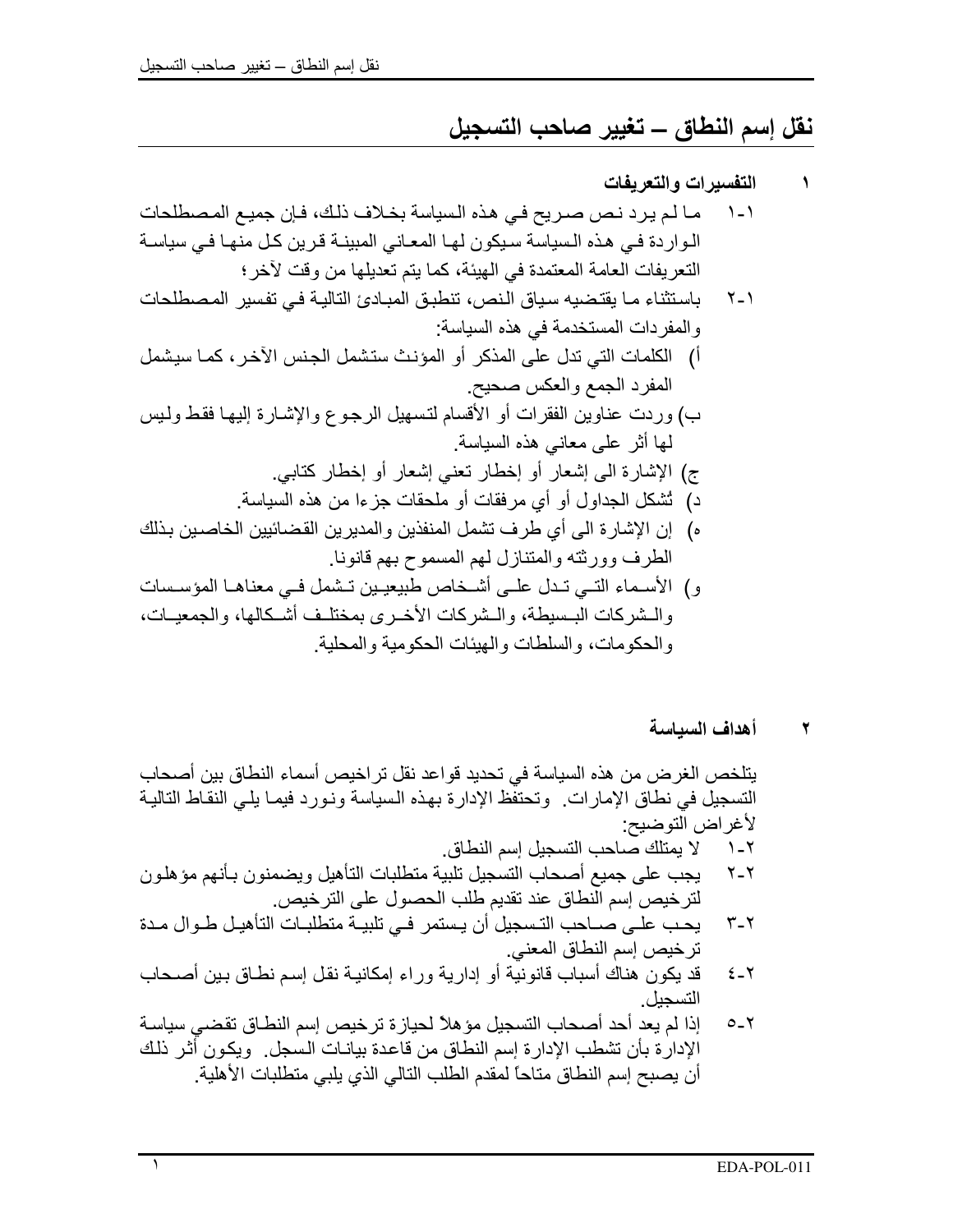# نقل إسم النطاق – تغيير صاحب التسجيل

## ١ التفسيرات والتعريفات

١-١ ما لم يرد نص صريح في هذه السياسة بخلاف ذلك، فإن جميع المصطلحات الواردة في هذه السياسة سيكون لها المعاني المبينة قرين كل منها في سياسة التعريفات العامة المعتمدة في الهيئة، كما يتم تعديلها من وقت لآخر؛

٢-١ باستثناء ما يقتضيه سياق النص، تنطبق المبادئ التالية في تفسير المصطلحات والمفردات المستخدمة في هذه السياسة:

أ) الكلمات التي تدل على المذكر أو المؤنث ستشمل الجنس الآخر، كما سيشمل المفرد الجمع والعكس صحيح.

ب) وردت عناوين الفقرات أو الأقسام لتسهيل الرجوع والإشارة إليها فقط وليس لها أثر على معاني هذه السياسة.

ج) الإشارة الى إشعار أو إخطار تعني إشعار أو إخطار كتابي.

د) تُشكل الجداول أو أي مرفقات أو ملحقات جزءا من هذه السياسة.

ه) إن الإشارة الى أي طرف تشمل المنفذين والمديرين القضائيين الخاصين بذلك الطرف وورثته والمتنازل لهم المسموح بهم قانونا.

و) الأسماء التي تدل على أشخاص طبيعيين تشمل في معناها المؤسسات والشركات البسيطة، والشركات الأخرى بمختلف أشكالها، والجمعيات، والحكومات، والسلطات والهيئات الحكومية والمحلية.

## ٢ أهداف السياسة

يتلخص الغرض من هذه السياسة في تحديد قواعد نقل تراخيص أسماء النطاق بين أصحاب التسجيل في نطاق الإمارات. وتحتفظ الإدارة بهذه السياسة ونورد فيما يلي النقاط التالية لأغراض التوضيح:

١-٢ لا يمتلك صاحب التسجيل إسم النطاق.

٢-٢ يجب على جميع أصحاب التسجيل تلبية متطلبات التأهيل ويضمنون بأنهم مؤهلون لترخيص إسم النطاق عند تقديم طلب الحصول على الترخيص.

٣-٢ يجب على صاحب التسجيل أن يستمر في تلبية متطلبات التأهيل طوال مدة ترخيص إسم النطاق المعني.

٤-٢ قد يكون هناك أسباب قانونية أو إدارية وراء إمكانية نقل إسم نطاق بين أصحاب التسجيل.

٥-٢ إذا لم يعد أحد أصحاب التسجيل مؤهلاً لحيازة ترخيص إسم النطاق تقضي سياسة الإدارة بأن تشطب الإدارة إسم النطاق من قاعدة بيانات السجل. ويكون أثر ذلك أن يصبح إسم النطاق متاحاً لمقدم الطلب التالي الذي يلبي متطلبات الأهلية.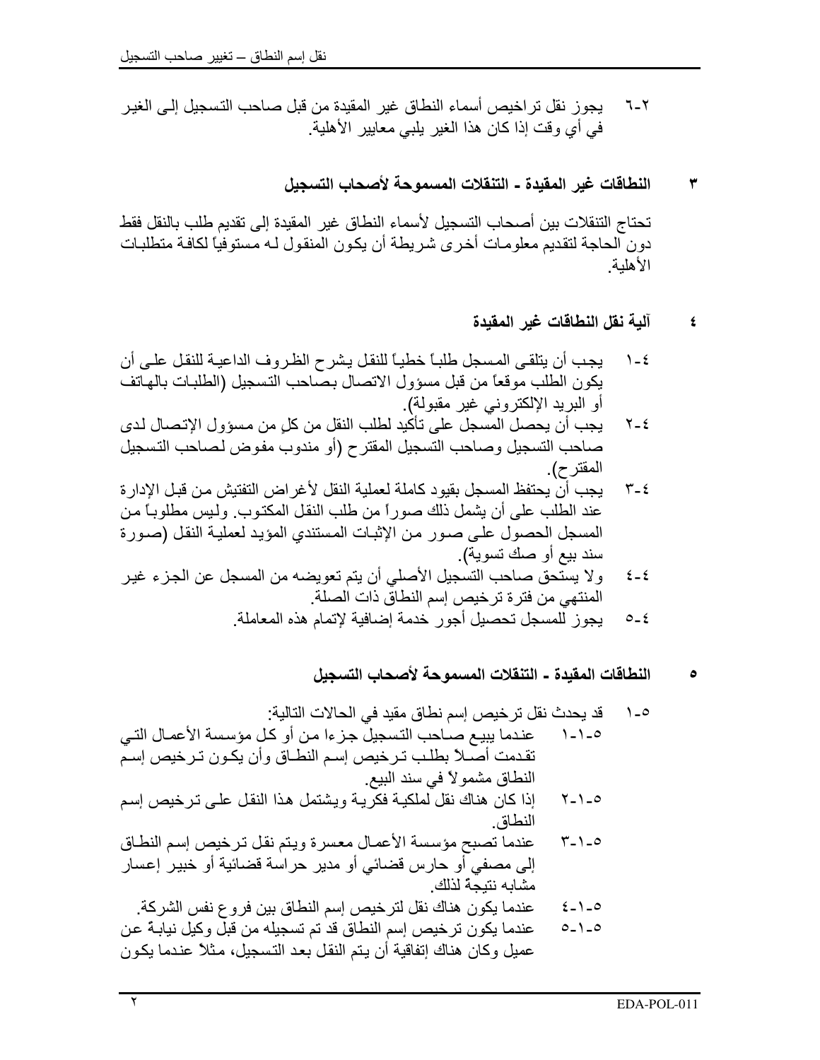٢-٦ يجوز نقل تراخيص أسماء النطاق غير المقيدة من قبل صاحب التسجيل إلى الغير في أي وقت إذا كان هذا الغير يلبي معايير الأهلية.

## ٣ النطاقات غير المقيدة - التنقلات المسموحة لأصحاب التسجيل

تحتاج التنقلات بين أصحاب التسجيل لأسماء النطاق غير المقيدة إلى تقديم طلب بالنقل فقط دون الحاجة لتقديم معلومات أخرى شريطة أن يكون المنقول له مستوفياً لكافة متطلبات الأهلية.

## ٤ آلية نقل النطاقات غير المقيدة

٤-١ يجب أن يتلقى المسجل طلباً خطياً للنقل يشرح الظروف الداعية للنقل على أن يكون الطلب موقعاً من قبل مسؤول الاتصال بصاحب التسجيل (الطلبات بالهاتف أو البريد الإلكتروني غير مقبولة).

٤-٢ يجب أن يحصل المسجل على تأكيد لطلب النقل من كلٍ من مسؤول الإتصال لدى صاحب التسجيل وصاحب التسجيل المقترح (أو مندوب مفوض لصاحب التسجيل المقترح).

٤-٣ يجب أن يحتفظ المسجل بقيود كاملة لعملية النقل لأغراض التفتيش من قبل الإدارة عند الطلب على أن يشمل ذلك صوراً من طلب النقل المكتوب. وليس مطلوباً من المسجل الحصول على صور من الإثبات المستندي المؤيد لعملية النقل (صورة سند بيع أو صك تسوية).

٤-٤ ولا يستحق صاحب التسجيل الأصلي أن يتم تعويضه من المسجل عن الجزء غير المنتهي من فترة ترخيص إسم النطاق ذات الصلة.

٤-٥ يجوز للمسجل تحصيل أجور خدمة إضافية لإتمام هذه المعاملة.

## ٥ النطاقات المقيدة - التنقلات المسموحة لأصحاب التسجيل

٥-١ قد يحدث نقل ترخيص إسم نطاق مقيد في الحالات التالية:

٥-١-١ عندما يبيع صاحب التسجيل جزءا من أو كل مؤسسة الأعمال التي تقدمت أصلاً بطلب ترخيص إسم النطاق وأن يكون ترخيص إسم النطاق مشمولاً في سند البيع.

٥-١-٢ إذا كان هناك نقل لملكية فكرية ويشتمل هذا النقل على ترخيص إسم النطاق.

٥-١-٣ عندما تصبح مؤسسة الأعمال معسرة ويتم نقل ترخيص إسم النطاق إلى مصفي أو حارس قضائي أو مدير حراسة قضائية أو خبير إعسار مشابه نتيجة لذلك.

٥-١-٤ عندما يكون هناك نقل لترخيص إسم النطاق بين فروع نفس الشركة.

٥-١-٥ عندما يكون ترخيص إسم النطاق قد تم تسجيله من قبل وكيل نيابة عن عميل وكان هناك إتفاقية أن يتم النقل بعد التسجيل، مثلاً عندما يكون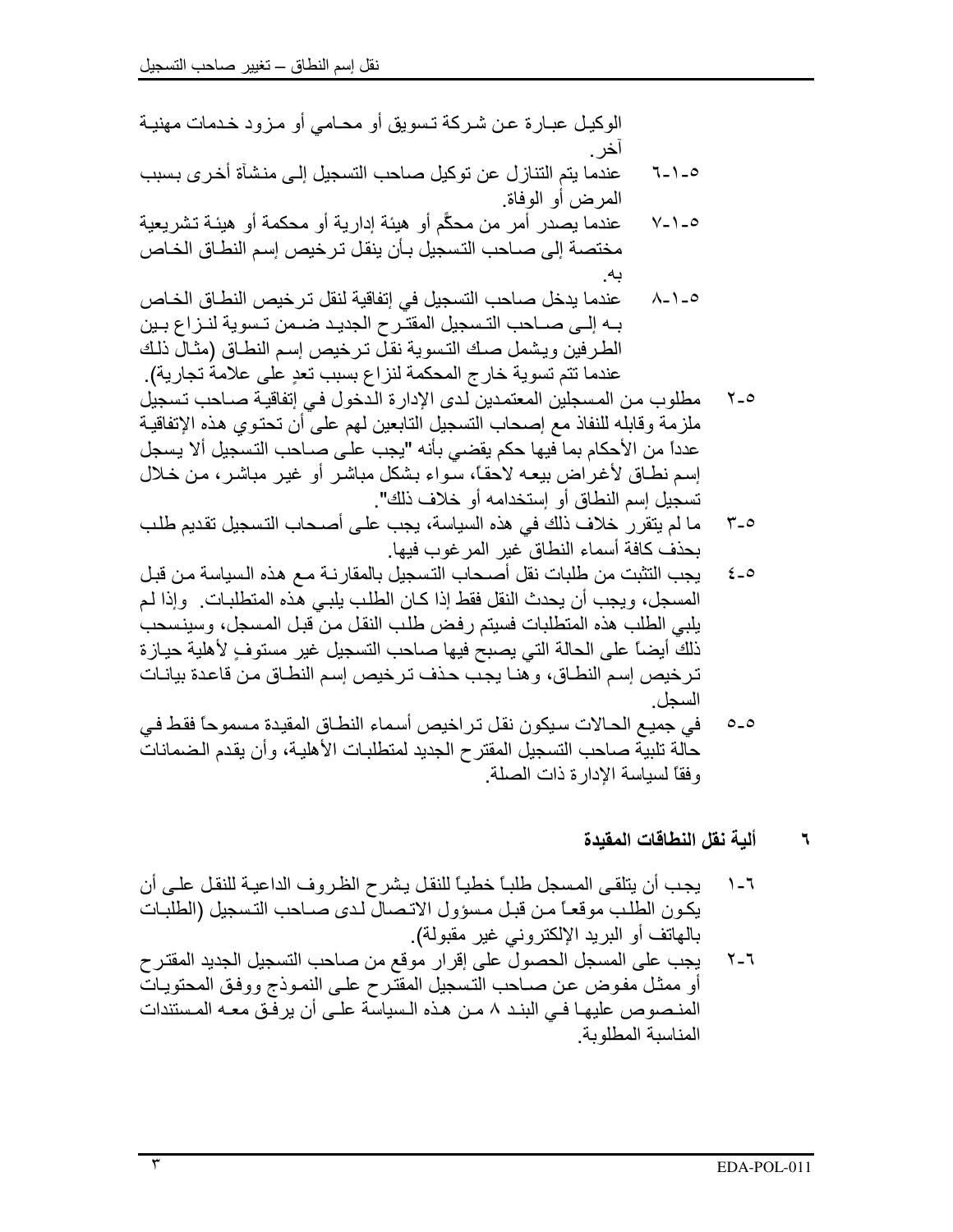الوكيل عبارة عن شركة تسويق أو محامي أو مزود خدمات مهنية آخر.

٥-١-٦ عندما يتم التنازل عن توكيل صاحب التسجيل إلى منشآة أخرى بسبب المرض أو الوفاة.

٥-١-٧ عندما يصدر أمر من محكَّم أو هيئة إدارية أو محكمة أو هيئة تشريعية مختصة إلى صاحب التسجيل بأن ينقل ترخيص إسم النطاق الخاص به.

٥-١-٨ عندما يدخل صاحب التسجيل في إتفاقية لنقل ترخيص النطاق الخاص به إلى صاحب التسجيل المقترح الجديد ضمن تسوية لنزاع بين الطرفين ويشمل صك التسوية نقل ترخيص إسم النطاق (مثال ذلك عندما تتم تسوية خارج المحكمة لنزاع بسبب تعدٍ على علامة تجارية).

٥-٢ مطلوب من المسجلين المعتمدين لدى الإدارة الدخول في إتفاقية صاحب تسجيل ملزمة وقابله للنفاذ مع إصحاب التسجيل التابعين لهم على أن تحتوي هذه الإتفاقية عدداً من الأحكام بما فيها حكم يقضي بأنه "يجب على صاحب التسجيل ألا يسجل إسم نطاق لأغراض بيعه لاحقاً، سواء بشكل مباشر أو غير مباشر، من خلال تسجيل إسم النطاق أو إستخدامه أو خلاف ذلك".

٥-٣ ما لم يتقرر خلاف ذلك في هذه السياسة، يجب على أصحاب التسجيل تقديم طلب بحذف كافة أسماء النطاق غير المرغوب فيها.

٥-٤ يجب التثبت من طلبات نقل أصحاب التسجيل بالمقارنة مع هذه السياسة من قبل المسجل، ويجب أن يحدث النقل فقط إذا كان الطلب يلبي هذه المتطلبات. وإذا لم يلبي الطلب هذه المتطلبات فسيتم رفض طلب النقل من قبل المسجل، وسينسحب ذلك أيضاً على الحالة التي يصبح فيها صاحب التسجيل غير مستوفٍ لأهلية حيازة ترخيص إسم النطاق، وهنا يجب حذف ترخيص إسم النطاق من قاعدة بيانات السجل.

٥-٥ في جميع الحالات سيكون نقل تراخيص أسماء النطاق المقيدة مسموحاً فقط في حالة تلبية صاحب التسجيل المقترح الجديد لمتطلبات الأهلية، وأن يقدم الضمانات وفقاً لسياسة الإدارة ذات الصلة.

## ٦ ألية نقل النطاقات المقيدة

٦-١ يجب أن يتلقى المسجل طلباً خطياً للنقل يشرح الظروف الداعية للنقل على أن يكون الطلب موقعاً من قبل مسؤول الاتصال لدى صاحب التسجيل (الطلبات بالهاتف أو البريد الإلكتروني غير مقبولة).

٦-٢ يجب على المسجل الحصول على إقرار موقع من صاحب التسجيل الجديد المقترح أو ممثل مفوض عن صاحب التسجيل المقترح على النموذج ووفق المحتويات المنصوص عليها في البند ٨ من هذه السياسة على أن يرفق معه المستندات المناسبة المطلوبة.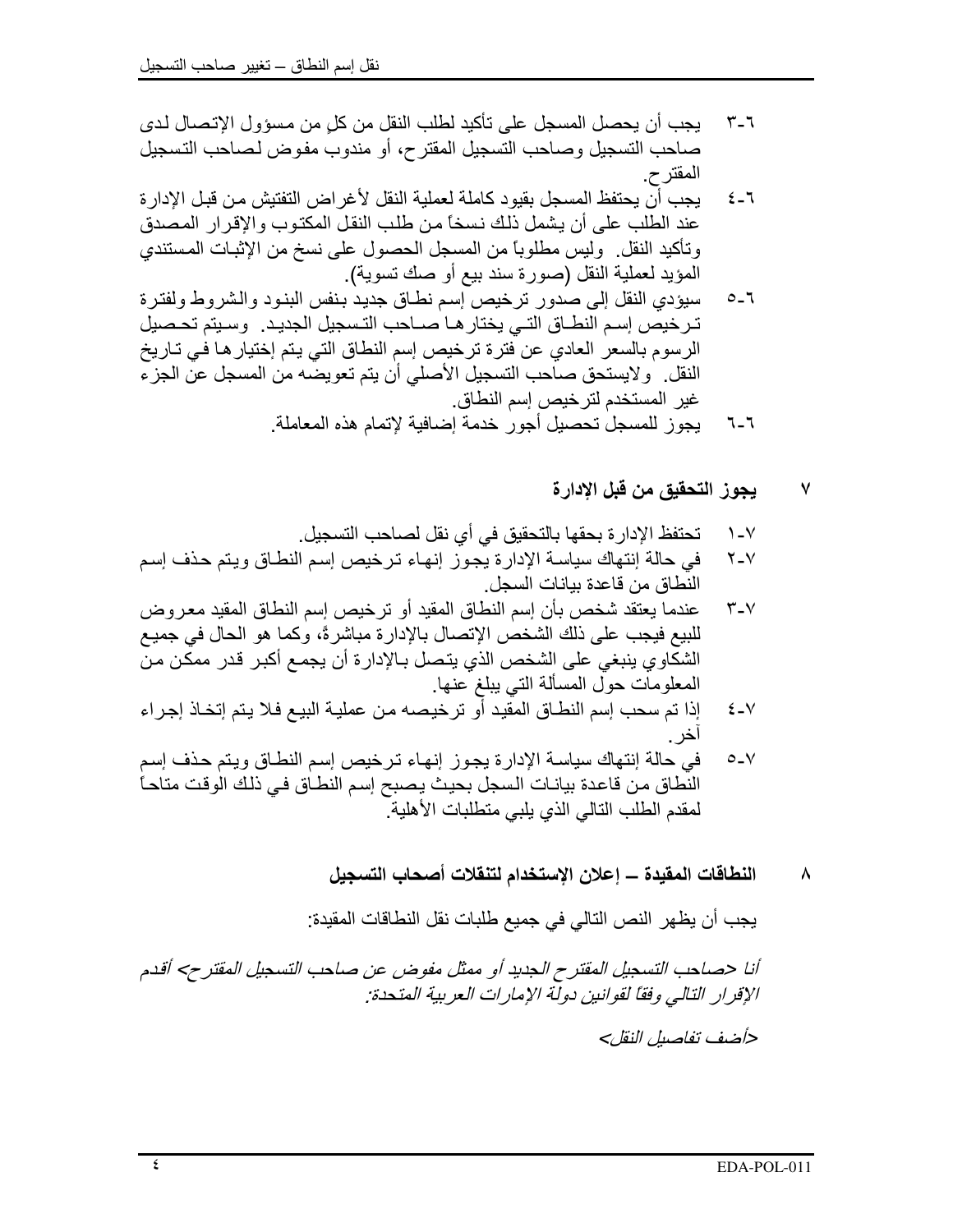٦-٣ يجب أن يحصل المسجل على تأكيد لطلب النقل من كلٍ من مسؤول الإتصال لدى صاحب التسجيل وصاحب التسجيل المقترح، أو مندوب مفوض لصاحب التسجيل المقترح.

٦-٤ يجب أن يحتفظ المسجل بقيود كاملة لعملية النقل لأغراض التفتيش من قبل الإدارة عند الطلب على أن يشمل ذلك نسخاً من طلب النقل المكتوب والإقرار المصدق وتأكيد النقل. وليس مطلوباً من المسجل الحصول على نسخ من الإثبات المستندي المؤيد لعملية النقل (صورة سند بيع أو صك تسوية).

٦-٥ سيؤدي النقل إلى صدور ترخيص إسم نطاق جديد بنفس البنود والشروط ولفترة ترخيص إسم النطاق التي يختارها صاحب التسجيل الجديد. وسيتم تحصيل الرسوم بالسعر العادي عن فترة ترخيص إسم النطاق التي يتم إختيارها في تاريخ النقل. ولايستحق صاحب التسجيل الأصلي أن يتم تعويضه من المسجل عن الجزء غير المستخدم لترخيص إسم النطاق.

٦-٦ يجوز للمسجل تحصيل أجور خدمة إضافية لإتمام هذه المعاملة.

## ٧ يجوز التحقيق من قبل الإدارة

٧-١ تحتفظ الإدارة بحقها بالتحقيق في أي نقل لصاحب التسجيل.

٧-٢ في حالة إنتهاك سياسة الإدارة يجوز إنهاء ترخيص إسم النطاق ويتم حذف إسم النطاق من قاعدة بيانات السجل.

٧-٣ عندما يعتقد شخص بأن إسم النطاق المقيد أو ترخيص إسم النطاق المقيد معروض للبيع فيجب على ذلك الشخص الإتصال بالإدارة مباشرةً، وكما هو الحال في جميع الشكاوي ينبغي على الشخص الذي يتصل بالإدارة أن يجمع أكبر قدر ممكن من المعلومات حول المسألة التي يبلغ عنها.

٧-٤ إذا تم سحب إسم النطاق المقيد أو ترخيصه من عملية البيع فلا يتم إتخاذ إجراء آخر.

٧-٥ في حالة إنتهاك سياسة الإدارة يجوز إنهاء ترخيص إسم النطاق ويتم حذف إسم النطاق من قاعدة بيانات السجل بحيث يصبح إسم النطاق في ذلك الوقت متاحاً لمقدم الطلب التالي الذي يلبي متطلبات الأهلية.

## ٨ النطاقات المقيدة – إعلان الإستخدام لتنقلات أصحاب التسجيل

يجب أن يظهر النص التالي في جميع طلبات نقل النطاقات المقيدة:

*أنا <صاحب التسجيل المقترح الجديد أو ممثل مفوض عن صاحب التسجيل المقترح> أقدم الإقرار التالي وفقاً لقوانين دولة الإمارات العربية المتحدة:*

*<أضف تفاصيل النقل>*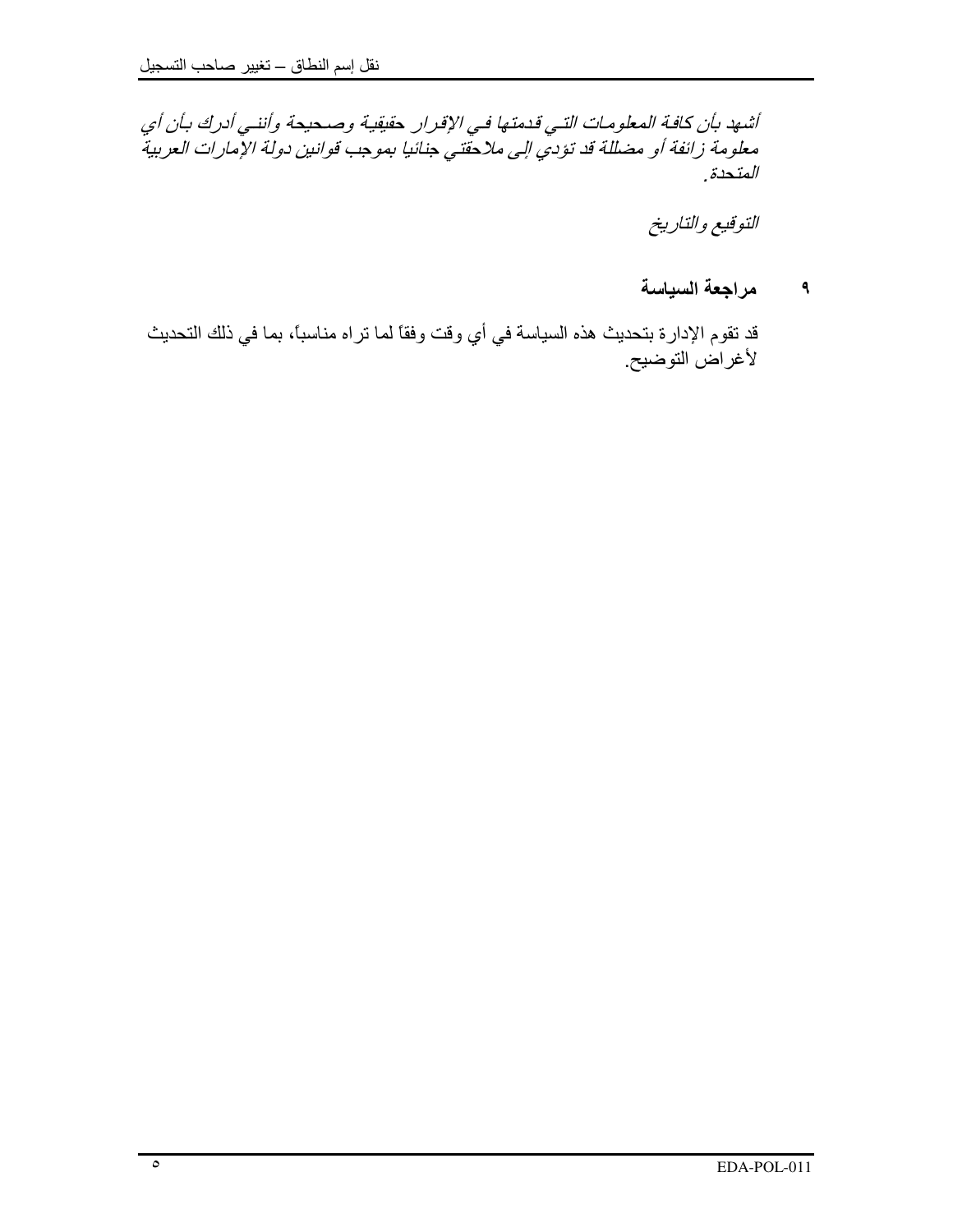*أشهد بأن كافة المعلومات التي قدمتها في الإقرار حقيقية وصحيحة وأنني أدرك بأن أي معلومة زائفة أو مضللة قد تؤدي إلى ملاحقتي جنائيا بموجب قوانين دولة الإمارات العربية المتحدة.*

*التوقيع والتاريخ*

## ٩ مراجعة السياسة

قد تقوم الإدارة بتحديث هذه السياسة في أي وقت وفقاً لما تراه مناسباً، بما في ذلك التحديث لأغراض التوضيح.